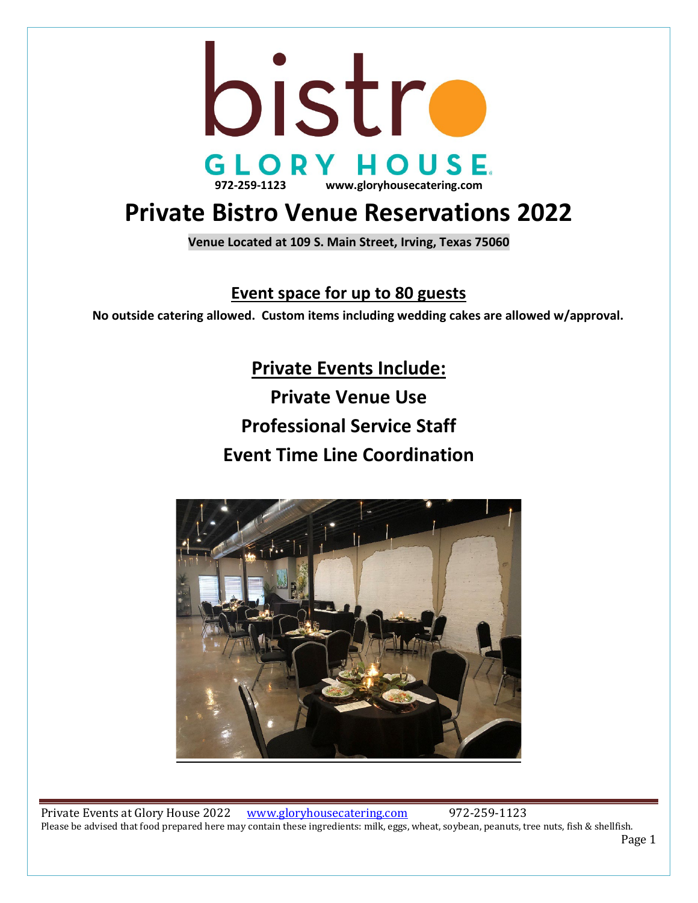bistro

GLORY HOUSE

972-259-1123 www.gloryhousecatering.com

# Private Bistro Venue Reservations 2022

**Venue Located at 109 S. Main Street, Irving, Texas 75060**

## Event space for up to 80 guests

**No outside catering allowed. Custom items including wedding cakes are allowed w/approval.**

## Private Events Include:

**Private Venue Use**

**Professional Service Staff**

**Event Time Line Coordination**

Please be advised that food prepared here may contain these ingredients: milk, eggs, wheat, soybean, peanuts, tree nuts, fish & shellfish.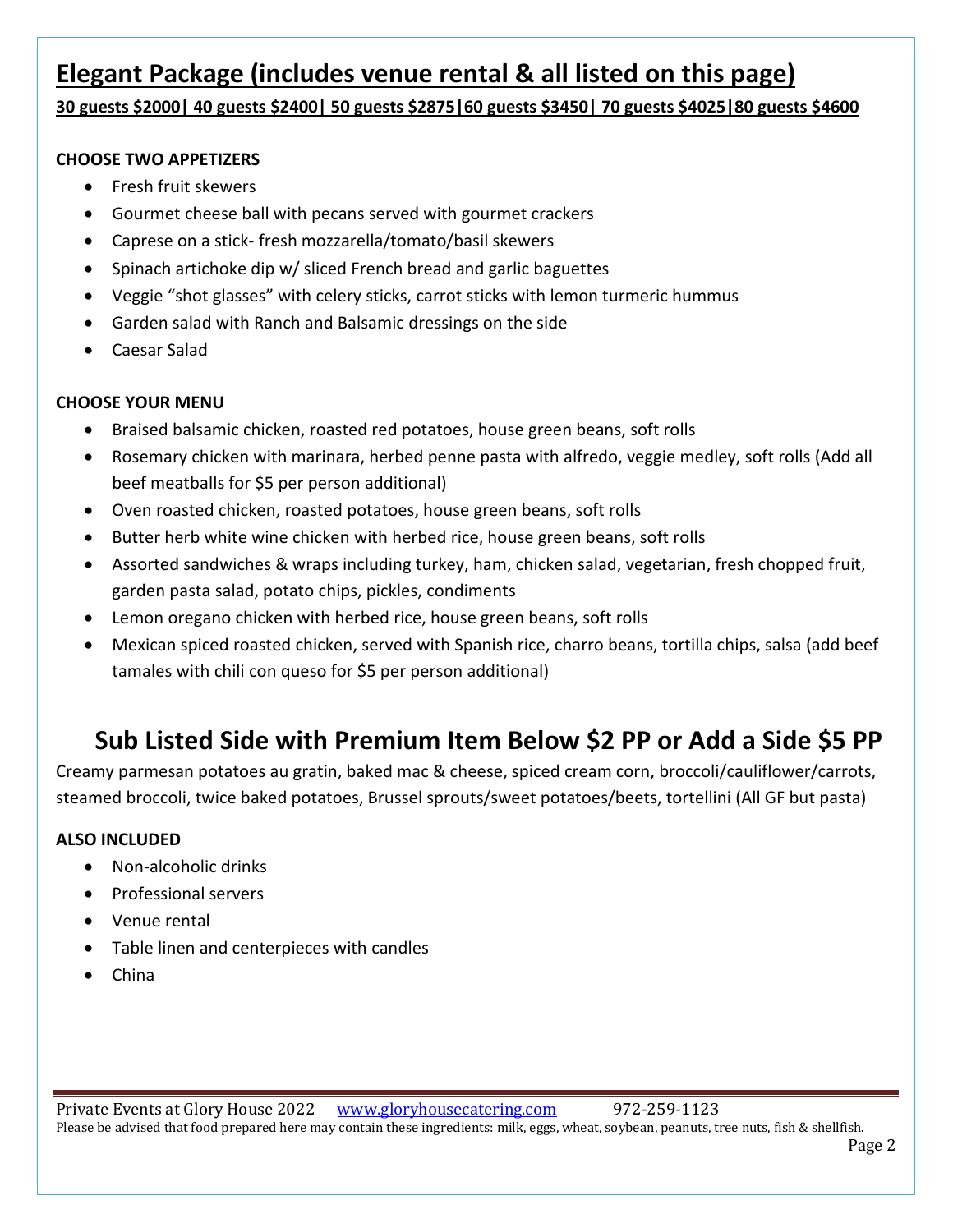# Elegant Package (includes venue rental & all listed on this page)

**30 guests $2000| 40 guests $2400| 50 guests $2875|60 guests $3450| 70 guests $4025|80 guests $4600**

**CHOOSE TWO APPETIZERS**

- Fresh fruit skewers
- Gourmet cheese ball with pecans served with gourmet crackers
- Caprese on a stick- fresh mozzarella/tomato/basil skewers
- Spinach artichoke dip w/ sliced French bread and garlic baguettes
- Veggie "shot glasses" with celery sticks, carrot sticks with lemon turmeric hummus
- Garden salad with Ranch and Balsamic dressings on the side
- Caesar Salad

**CHOOSE YOUR MENU**

- Braised balsamic chicken, roasted red potatoes, house green beans, soft rolls
- Rosemary chicken with marinara, herbed penne pasta with alfredo, veggie medley, soft rolls (Add all beef meatballs for $5 per person additional)
- Oven roasted chicken, roasted potatoes, house green beans, soft rolls
- Butter herb white wine chicken with herbed rice, house green beans, soft rolls
- Assorted sandwiches & wraps including turkey, ham, chicken salad, vegetarian, fresh chopped fruit, garden pasta salad, potato chips, pickles, condiments
- Lemon oregano chicken with herbed rice, house green beans, soft rolls
- Mexican spiced roasted chicken, served with Spanish rice, charro beans, tortilla chips, salsa (add beef tamales with chili con queso for $5 per person additional)

## Sub Listed Side with Premium Item Below $2 PP or Add a Side $5 PP

Creamy parmesan potatoes au gratin, baked mac & cheese, spiced cream corn, broccoli/cauliflower/carrots, steamed broccoli, twice baked potatoes, Brussel sprouts/sweet potatoes/beets, tortellini (All GF but pasta)

**ALSO INCLUDED**

- Non-alcoholic drinks
- Professional servers
- Venue rental
- Table linen and centerpieces with candles
- China

Private Events at Glory House 2022 www.gloryhousecatering.com 972-259-1123
Please be advised that food prepared here may contain these ingredients: milk, eggs, wheat, soybean, peanuts, tree nuts, fish & shellfish.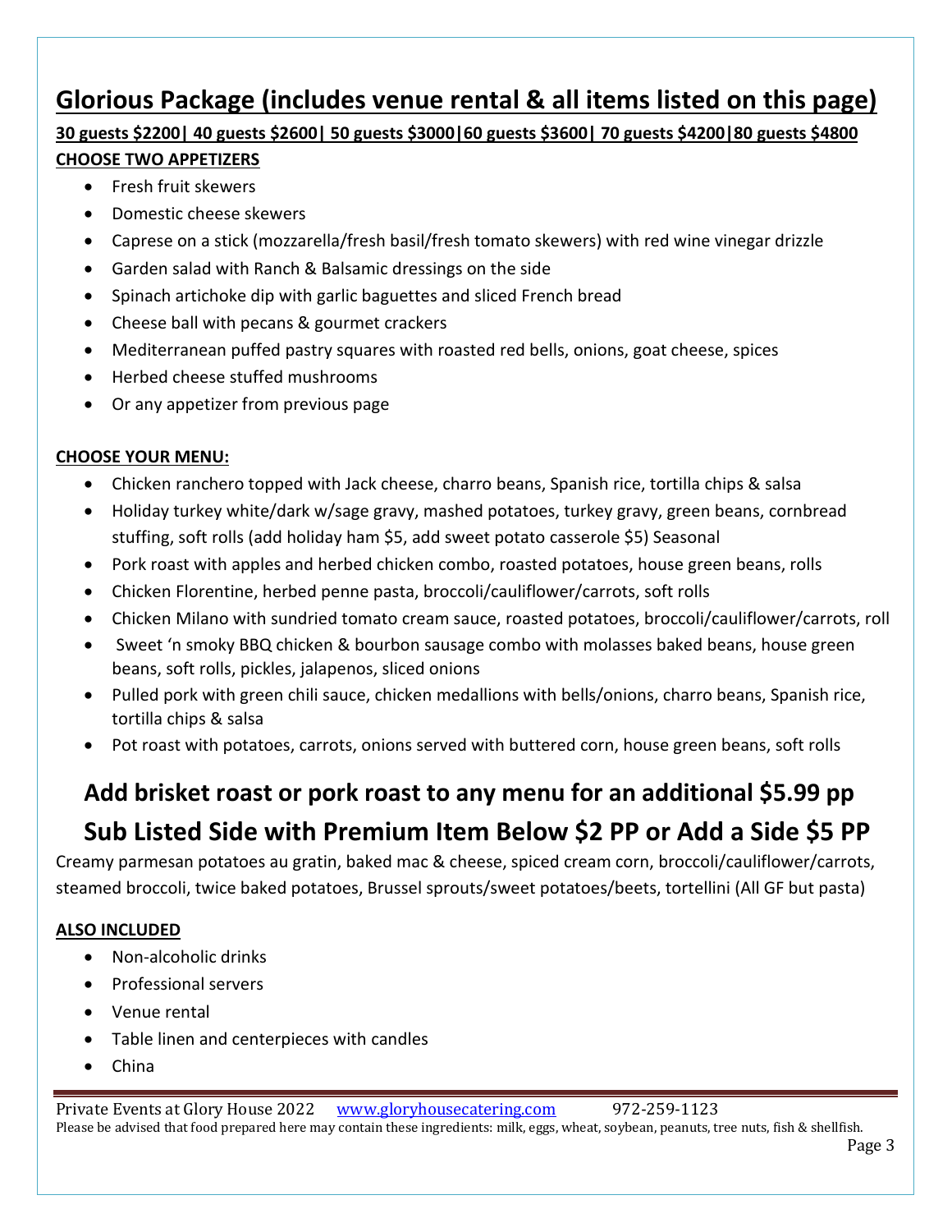## Glorious Package (includes venue rental & all items listed on this page)

**30 guests $2200| 40 guests $2600| 50 guests $3000|60 guests $3600| 70 guests $4200|80 guests $4800**

**CHOOSE TWO APPETIZERS**

- Fresh fruit skewers
- Domestic cheese skewers
- Caprese on a stick (mozzarella/fresh basil/fresh tomato skewers) with red wine vinegar drizzle
- Garden salad with Ranch & Balsamic dressings on the side
- Spinach artichoke dip with garlic baguettes and sliced French bread
- Cheese ball with pecans & gourmet crackers
- Mediterranean puffed pastry squares with roasted red bells, onions, goat cheese, spices
- Herbed cheese stuffed mushrooms
- Or any appetizer from previous page

**CHOOSE YOUR MENU:**

- Chicken ranchero topped with Jack cheese, charro beans, Spanish rice, tortilla chips & salsa
- Holiday turkey white/dark w/sage gravy, mashed potatoes, turkey gravy, green beans, cornbread stuffing, soft rolls (add holiday ham $5, add sweet potato casserole $5) Seasonal
- Pork roast with apples and herbed chicken combo, roasted potatoes, house green beans, rolls
- Chicken Florentine, herbed penne pasta, broccoli/cauliflower/carrots, soft rolls
- Chicken Milano with sundried tomato cream sauce, roasted potatoes, broccoli/cauliflower/carrots, roll
- Sweet 'n smoky BBQ chicken & bourbon sausage combo with molasses baked beans, house green beans, soft rolls, pickles, jalapenos, sliced onions
- Pulled pork with green chili sauce, chicken medallions with bells/onions, charro beans, Spanish rice, tortilla chips & salsa
- Pot roast with potatoes, carrots, onions served with buttered corn, house green beans, soft rolls

### Add brisket roast or pork roast to any menu for an additional $5.99 pp

### Sub Listed Side with Premium Item Below $2 PP or Add a Side $5 PP

Creamy parmesan potatoes au gratin, baked mac & cheese, spiced cream corn, broccoli/cauliflower/carrots, steamed broccoli, twice baked potatoes, Brussel sprouts/sweet potatoes/beets, tortellini (All GF but pasta)

**ALSO INCLUDED**

- Non-alcoholic drinks
- Professional servers
- Venue rental
- Table linen and centerpieces with candles
- China

Private Events at Glory House 2022 www.gloryhousecatering.com 972-259-1123

Please be advised that food prepared here may contain these ingredients: milk, eggs, wheat, soybean, peanuts, tree nuts, fish & shellfish.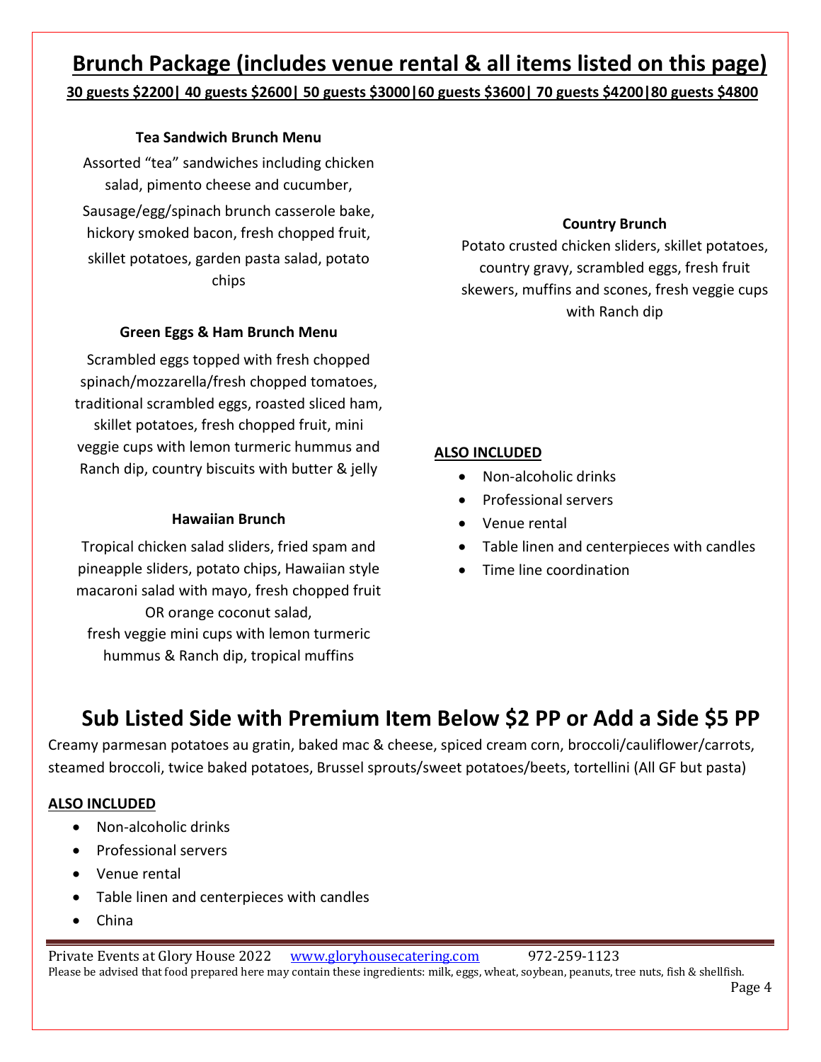## Brunch Package (includes venue rental & all items listed on this page)

**30 guests $2200| 40 guests $2600| 50 guests $3000|60 guests $3600| 70 guests $4200|80 guests $4800**

**Tea Sandwich Brunch Menu**

Assorted "tea" sandwiches including chicken salad, pimento cheese and cucumber, Sausage/egg/spinach brunch casserole bake, hickory smoked bacon, fresh chopped fruit, skillet potatoes, garden pasta salad, potato chips

**Green Eggs & Ham Brunch Menu**

Scrambled eggs topped with fresh chopped spinach/mozzarella/fresh chopped tomatoes, traditional scrambled eggs, roasted sliced ham, skillet potatoes, fresh chopped fruit, mini veggie cups with lemon turmeric hummus and Ranch dip, country biscuits with butter & jelly

**Hawaiian Brunch**

Tropical chicken salad sliders, fried spam and pineapple sliders, potato chips, Hawaiian style macaroni salad with mayo, fresh chopped fruit OR orange coconut salad, fresh veggie mini cups with lemon turmeric hummus & Ranch dip, tropical muffins

**Country Brunch**

Potato crusted chicken sliders, skillet potatoes, country gravy, scrambled eggs, fresh fruit skewers, muffins and scones, fresh veggie cups with Ranch dip

**ALSO INCLUDED**

- Non-alcoholic drinks
- Professional servers
- Venue rental
- Table linen and centerpieces with candles
- Time line coordination

## Sub Listed Side with Premium Item Below $2 PP or Add a Side $5 PP

Creamy parmesan potatoes au gratin, baked mac & cheese, spiced cream corn, broccoli/cauliflower/carrots, steamed broccoli, twice baked potatoes, Brussel sprouts/sweet potatoes/beets, tortellini (All GF but pasta)

**ALSO INCLUDED**

- Non-alcoholic drinks
- Professional servers
- Venue rental
- Table linen and centerpieces with candles
- China

Private Events at Glory House 2022 www.gloryhousecatering.com 972-259-1123

Please be advised that food prepared here may contain these ingredients: milk, eggs, wheat, soybean, peanuts, tree nuts, fish & shellfish.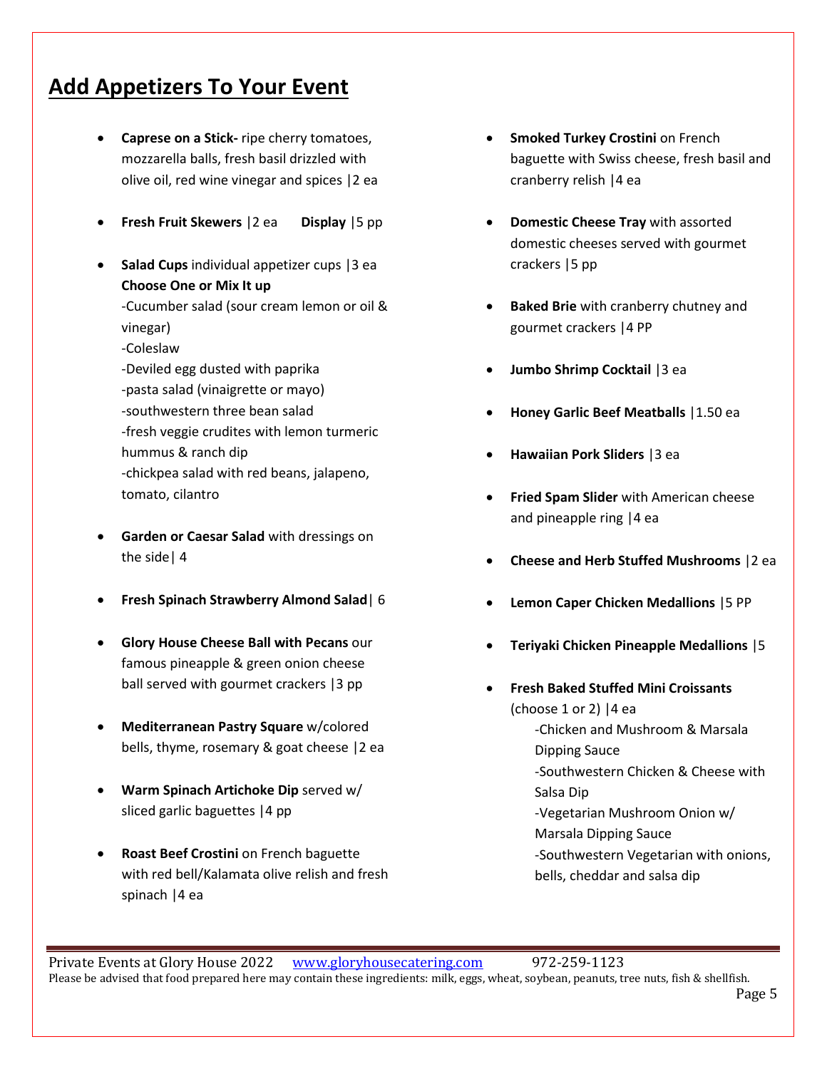## Add Appetizers To Your Event

- **Caprese on a Stick-** ripe cherry tomatoes, mozzarella balls, fresh basil drizzled with olive oil, red wine vinegar and spices |2 ea
- **Fresh Fruit Skewers** |2 ea **Display** |5 pp
- **Salad Cups** individual appetizer cups |3 ea
  **Choose One or Mix It up**
  -Cucumber salad (sour cream lemon or oil & vinegar)
  -Coleslaw
  -Deviled egg dusted with paprika
  -pasta salad (vinaigrette or mayo)
  -southwestern three bean salad
  -fresh veggie crudites with lemon turmeric hummus & ranch dip
  -chickpea salad with red beans, jalapeno, tomato, cilantro
- **Garden or Caesar Salad** with dressings on the side| 4
- **Fresh Spinach Strawberry Almond Salad**| 6
- **Glory House Cheese Ball with Pecans** our famous pineapple & green onion cheese ball served with gourmet crackers |3 pp
- **Mediterranean Pastry Square** w/colored bells, thyme, rosemary & goat cheese |2 ea
- **Warm Spinach Artichoke Dip** served w/ sliced garlic baguettes |4 pp
- **Roast Beef Crostini** on French baguette with red bell/Kalamata olive relish and fresh spinach |4 ea
- **Smoked Turkey Crostini** on French baguette with Swiss cheese, fresh basil and cranberry relish |4 ea
- **Domestic Cheese Tray** with assorted domestic cheeses served with gourmet crackers |5 pp
- **Baked Brie** with cranberry chutney and gourmet crackers |4 PP
- **Jumbo Shrimp Cocktail** |3 ea
- **Honey Garlic Beef Meatballs** |1.50 ea
- **Hawaiian Pork Sliders** |3 ea
- **Fried Spam Slider** with American cheese and pineapple ring |4 ea
- **Cheese and Herb Stuffed Mushrooms** |2 ea
- **Lemon Caper Chicken Medallions** |5 PP
- **Teriyaki Chicken Pineapple Medallions** |5
- **Fresh Baked Stuffed Mini Croissants** (choose 1 or 2) |4 ea
  -Chicken and Mushroom & Marsala Dipping Sauce
  -Southwestern Chicken & Cheese with Salsa Dip
  -Vegetarian Mushroom Onion w/ Marsala Dipping Sauce
  -Southwestern Vegetarian with onions, bells, cheddar and salsa dip

Private Events at Glory House 2022 [www.gloryhousecatering.com](http://www.gloryhousecatering.com) 972-259-1123
Please be advised that food prepared here may contain these ingredients: milk, eggs, wheat, soybean, peanuts, tree nuts, fish & shellfish.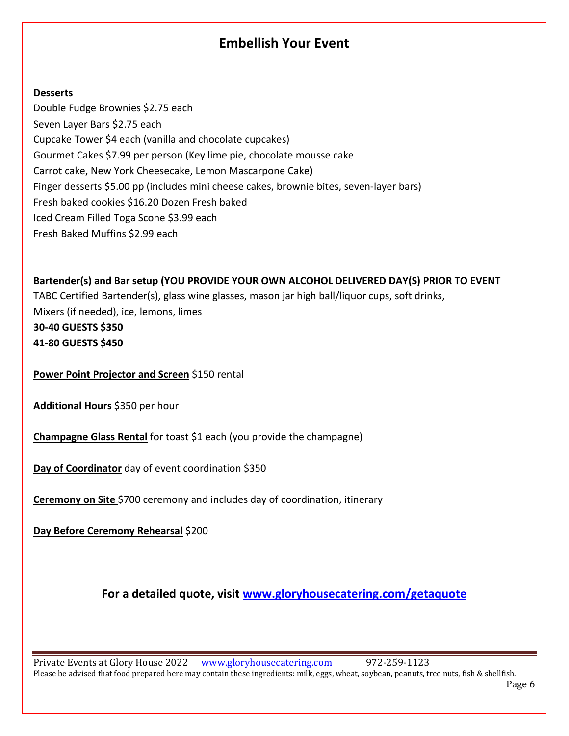# Embellish Your Event

**Desserts**

Double Fudge Brownies $2.75 each
Seven Layer Bars $2.75 each
Cupcake Tower $4 each (vanilla and chocolate cupcakes)
Gourmet Cakes $7.99 per person (Key lime pie, chocolate mousse cake
Carrot cake, New York Cheesecake, Lemon Mascarpone Cake)
Finger desserts $5.00 pp (includes mini cheese cakes, brownie bites, seven-layer bars)
Fresh baked cookies $16.20 Dozen Fresh baked
Iced Cream Filled Toga Scone $3.99 each
Fresh Baked Muffins $2.99 each

**Bartender(s) and Bar setup (YOU PROVIDE YOUR OWN ALCOHOL DELIVERED DAY(S) PRIOR TO EVENT**

TABC Certified Bartender(s), glass wine glasses, mason jar high ball/liquor cups, soft drinks,
Mixers (if needed), ice, lemons, limes

**30-40 GUESTS $350**

**41-80 GUESTS $450**

**Power Point Projector and Screen** $150 rental

**Additional Hours** $350 per hour

**Champagne Glass Rental** for toast $1 each (you provide the champagne)

**Day of Coordinator** day of event coordination $350

**Ceremony on Site** $700 ceremony and includes day of coordination, itinerary

**Day Before Ceremony Rehearsal** $200

**For a detailed quote, visit [www.gloryhousecatering.com/getaquote](www.gloryhousecatering.com/getaquote)**

Please be advised that food prepared here may contain these ingredients: milk, eggs, wheat, soybean, peanuts, tree nuts, fish & shellfish.